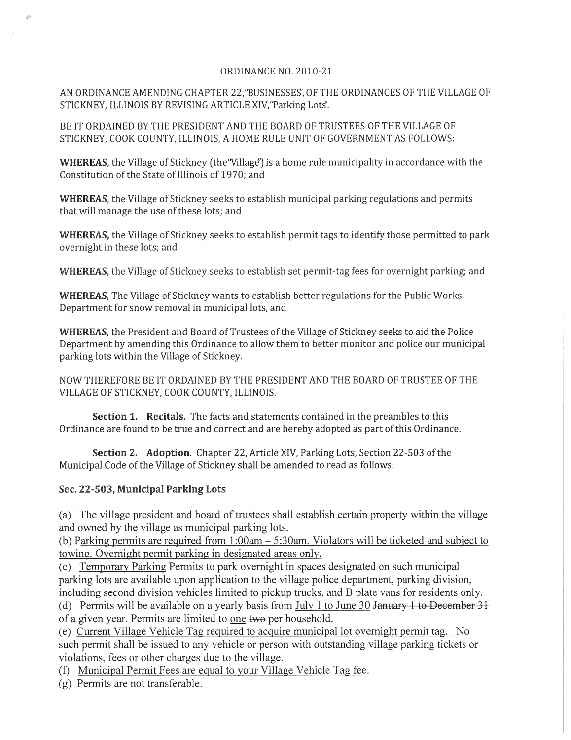ORDINANCE NO. 2010-21

AN ORDINANCE AMENDING CHAPTER 22,"BUSINESSES", OF THE ORDINANCES OF THE VILLAGE OF STICKNEY, ILLINOIS BY REVISING ARTICLE XIV,"Parking Lots".

BE IT ORDAINED BY THE PRESIDENT AND THE BOARD OF TRUSTEES OF THE VILLAGE OF STICKNEY, COOK COUNTY, ILLINOIS, A HOME RULE UNIT OF GOVERNMENT AS FOLLOWS:

**WHEREAS**, the Village of Stickney (the"Village") is a home rule municipality in accordance with the Constitution of the State of Illinois of 1970; and

**WHEREAS**, the Village of Stickney seeks to establish municipal parking regulations and permits that will manage the use of these lots; and

**WHEREAS,** the Village of Stickney seeks to establish permit tags to identify those permitted to park overnight in these lots; and

**WHEREAS**, the Village of Stickney seeks to establish set permit-tag fees for overnight parking; and

**WHEREAS**, The Village of Stickney wants to establish better regulations for the Public Works Department for snow removal in municipal lots, and

**WHEREAS**, the President and Board of Trustees of the Village of Stickney seeks to aid the Police Department by amending this Ordinance to allow them to better monitor and police our municipal parking lots within the Village of Stickney.

NOW THEREFORE BE IT ORDAINED BY THE PRESIDENT AND THE BOARD OF TRUSTEE OF THE VILLAGE OF STICKNEY, COOK COUNTY, ILLINOIS.

**Section 1. Recitals.** The facts and statements contained in the preambles to this Ordinance are found to be true and correct and are hereby adopted as part of this Ordinance.

**Section 2. Adoption**. Chapter 22, Article XIV, Parking Lots, Section 22-503 of the Municipal Code of the Village of Stickney shall be amended to read as follows:

**Sec. 22-503, Municipal Parking Lots**

(a) The village president and board of trustees shall establish certain property within the village and owned by the village as municipal parking lots.

(b) <u>Parking permits are required from 1:00am – 5:30am. Violators will be ticketed and subject to towing. Overnight permit parking in designated areas only.</u>

(c) <u>Temporary Parking</u> Permits to park overnight in spaces designated on such municipal parking lots are available upon application to the village police department, parking division, including second division vehicles limited to pickup trucks, and B plate vans for residents only.

(d) Permits will be available on a yearly basis from <u>July 1 to June 30</u> ~~January 1 to December 31~~ of a given year. Permits are limited to <u>one</u> ~~two~~ per household.

(e) <u>Current Village Vehicle Tag required to acquire municipal lot overnight permit tag.</u> No such permit shall be issued to any vehicle or person with outstanding village parking tickets or violations, fees or other charges due to the village.

(f) <u>Municipal Permit Fees are equal to your Village Vehicle Tag fee.</u>

(g) Permits are not transferable.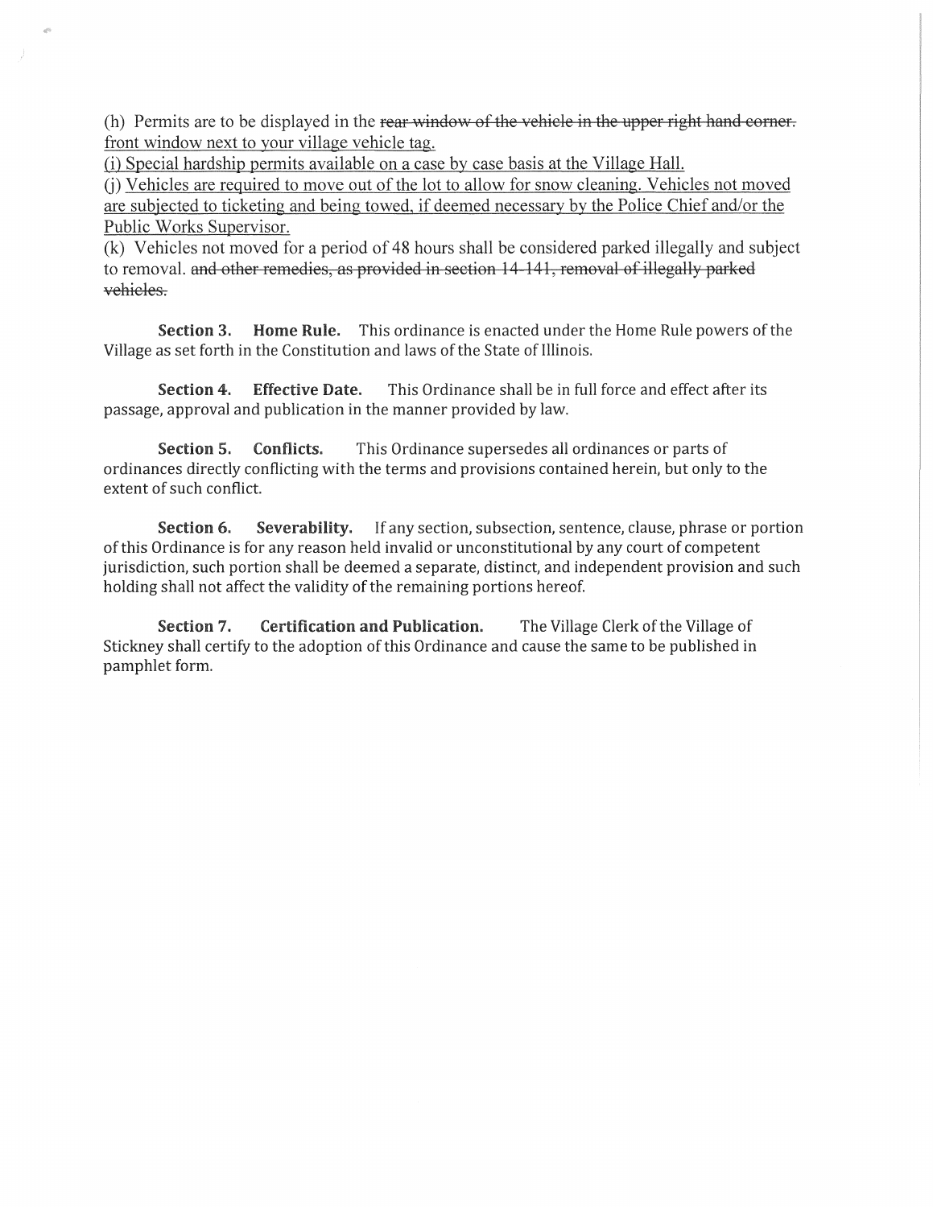(h) Permits are to be displayed in the ~~rear window of the vehicle in the upper right hand corner.~~ <u>front window next to your village vehicle tag.</u>

<u>(i) Special hardship permits available on a case by case basis at the Village Hall.</u>

<u>(j) Vehicles are required to move out of the lot to allow for snow cleaning. Vehicles not moved are subjected to ticketing and being towed, if deemed necessary by the Police Chief and/or the Public Works Supervisor.</u>

(k) Vehicles not moved for a period of 48 hours shall be considered parked illegally and subject to removal. ~~and other remedies, as provided in section 14-141, removal of illegally parked vehicles.~~

**Section 3. Home Rule.** This ordinance is enacted under the Home Rule powers of the Village as set forth in the Constitution and laws of the State of Illinois.

**Section 4. Effective Date.** This Ordinance shall be in full force and effect after its passage, approval and publication in the manner provided by law.

**Section 5. Conflicts.** This Ordinance supersedes all ordinances or parts of ordinances directly conflicting with the terms and provisions contained herein, but only to the extent of such conflict.

**Section 6. Severability.** If any section, subsection, sentence, clause, phrase or portion of this Ordinance is for any reason held invalid or unconstitutional by any court of competent jurisdiction, such portion shall be deemed a separate, distinct, and independent provision and such holding shall not affect the validity of the remaining portions hereof.

**Section 7. Certification and Publication.** The Village Clerk of the Village of Stickney shall certify to the adoption of this Ordinance and cause the same to be published in pamphlet form.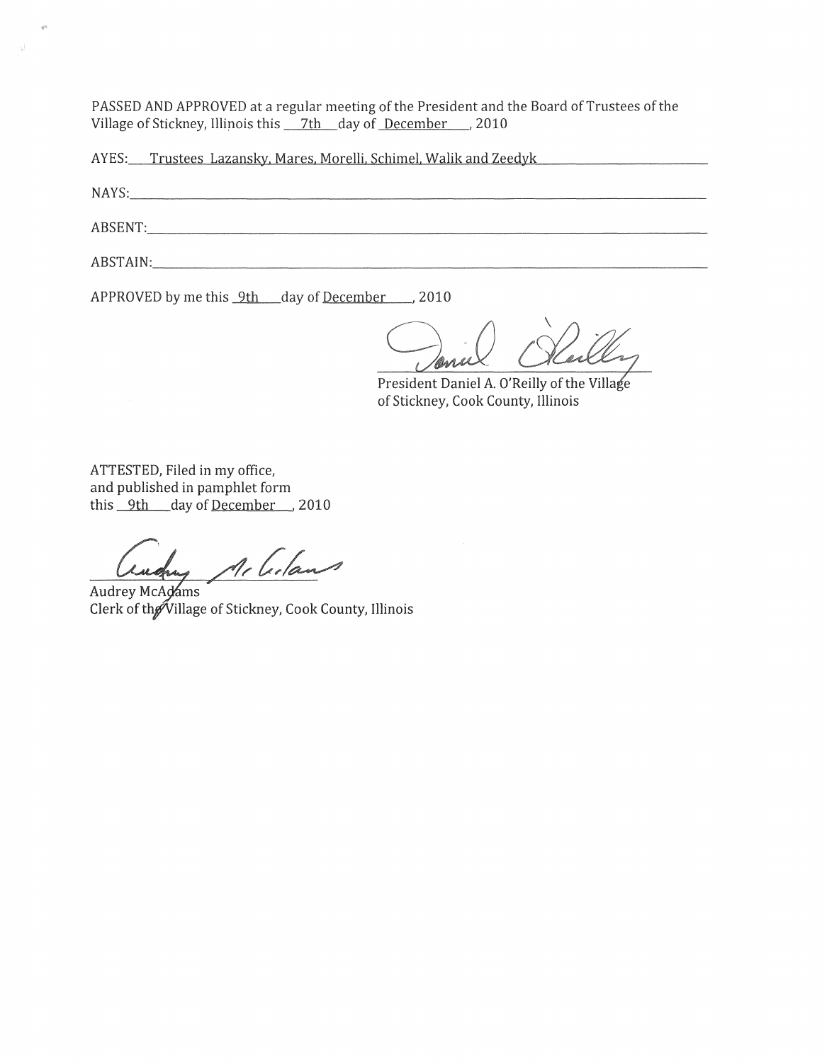PASSED AND APPROVED at a regular meeting of the President and the Board of Trustees of the Village of Stickney, Illinois this 7th day of December, 2010

AYES: Trustees Lazansky, Mares, Morelli, Schimel, Walik and Zeedyk

NAYS: ______________________________

ABSENT: ______________________________

ABSTAIN: ______________________________

APPROVED by me this 9th day of December, 2010

______________________________
President Daniel A. O'Reilly of the Village of Stickney, Cook County, Illinois

ATTESTED, Filed in my office,
and published in pamphlet form
this 9th day of December, 2010

______________________________
Audrey McAdams
Clerk of the Village of Stickney, Cook County, Illinois